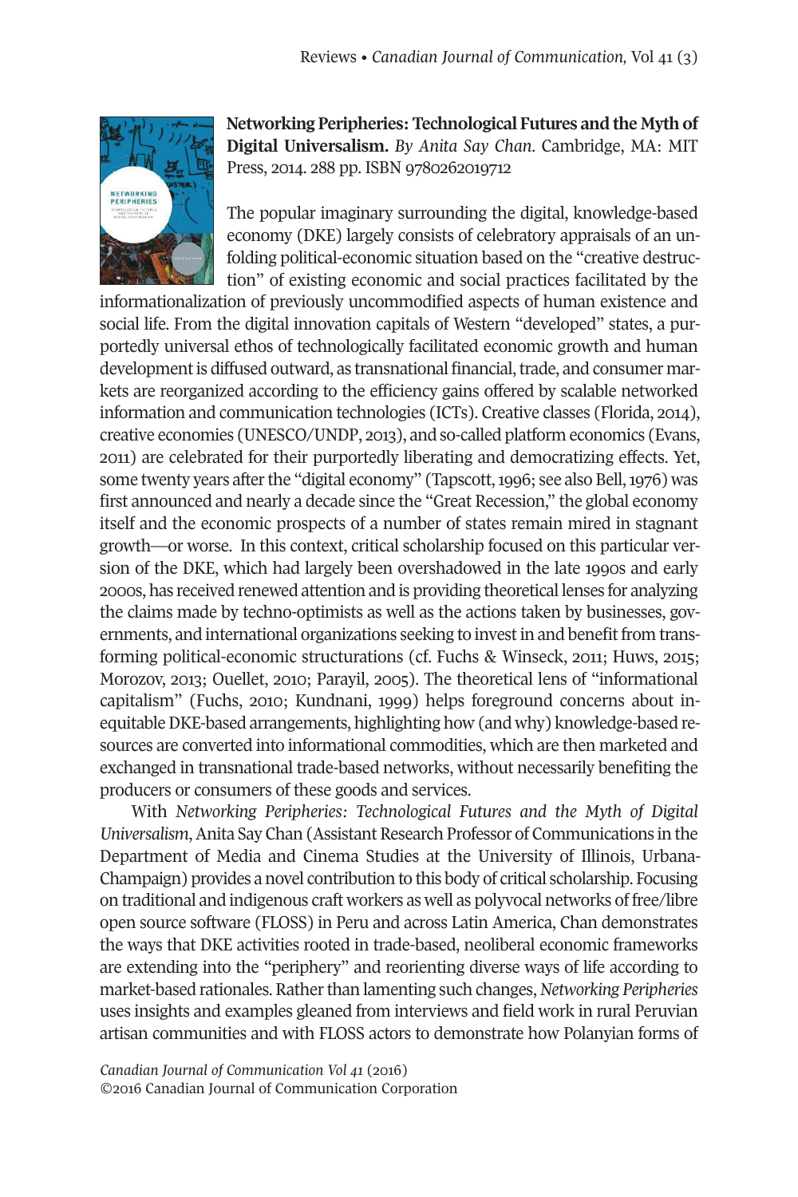**Networking Peripheries: Technological Futures and the Myth of Digital Universalism.** *By Anita Say Chan.* Cambridge, MA: MIT Press, 2014. 288 pp. ISBN 9780262019712

The popular imaginary surrounding the digital, knowledge-based economy (DKE) largely consists of celebratory appraisals of an unfolding political-economic situation based on the "creative destruction" of existing economic and social practices facilitated by the informationalization of previously uncommodified aspects of human existence and social life. From the digital innovation capitals of Western "developed" states, a purportedly universal ethos of technologically facilitated economic growth and human development is diffused outward, as transnational financial, trade, and consumer markets are reorganized according to the efficiency gains offered by scalable networked information and communication technologies (ICTs). Creative classes (Florida, 2014), creative economies (UNESCO/UNDP, 2013), and so-called platform economics (Evans, 2011) are celebrated for their purportedly liberating and democratizing effects. Yet, some twenty years after the "digital economy" (Tapscott, 1996; see also Bell, 1976) was first announced and nearly a decade since the "Great Recession," the global economy itself and the economic prospects of a number of states remain mired in stagnant growth—or worse. In this context, critical scholarship focused on this particular version of the DKE, which had largely been overshadowed in the late 1990s and early 2000s, has received renewed attention and is providing theoretical lenses for analyzing the claims made by techno-optimists as well as the actions taken by businesses, governments, and international organizations seeking to invest in and benefit from transforming political-economic structurations (cf. Fuchs & Winseck, 2011; Huws, 2015; Morozov, 2013; Ouellet, 2010; Parayil, 2005). The theoretical lens of "informational capitalism" (Fuchs, 2010; Kundnani, 1999) helps foreground concerns about inequitable DKE-based arrangements, highlighting how (and why) knowledge-based resources are converted into informational commodities, which are then marketed and exchanged in transnational trade-based networks, without necessarily benefiting the producers or consumers of these goods and services.

With *Networking Peripheries: Technological Futures and the Myth of Digital Universalism*, Anita Say Chan (Assistant Research Professor of Communications in the Department of Media and Cinema Studies at the University of Illinois, Urbana-Champaign) provides a novel contribution to this body of critical scholarship. Focusing on traditional and indigenous craft workers as well as polyvocal networks of free/libre open source software (FLOSS) in Peru and across Latin America, Chan demonstrates the ways that DKE activities rooted in trade-based, neoliberal economic frameworks are extending into the "periphery" and reorienting diverse ways of life according to market-based rationales. Rather than lamenting such changes, *Networking Peripheries* uses insights and examples gleaned from interviews and field work in rural Peruvian artisan communities and with FLOSS actors to demonstrate how Polanyian forms of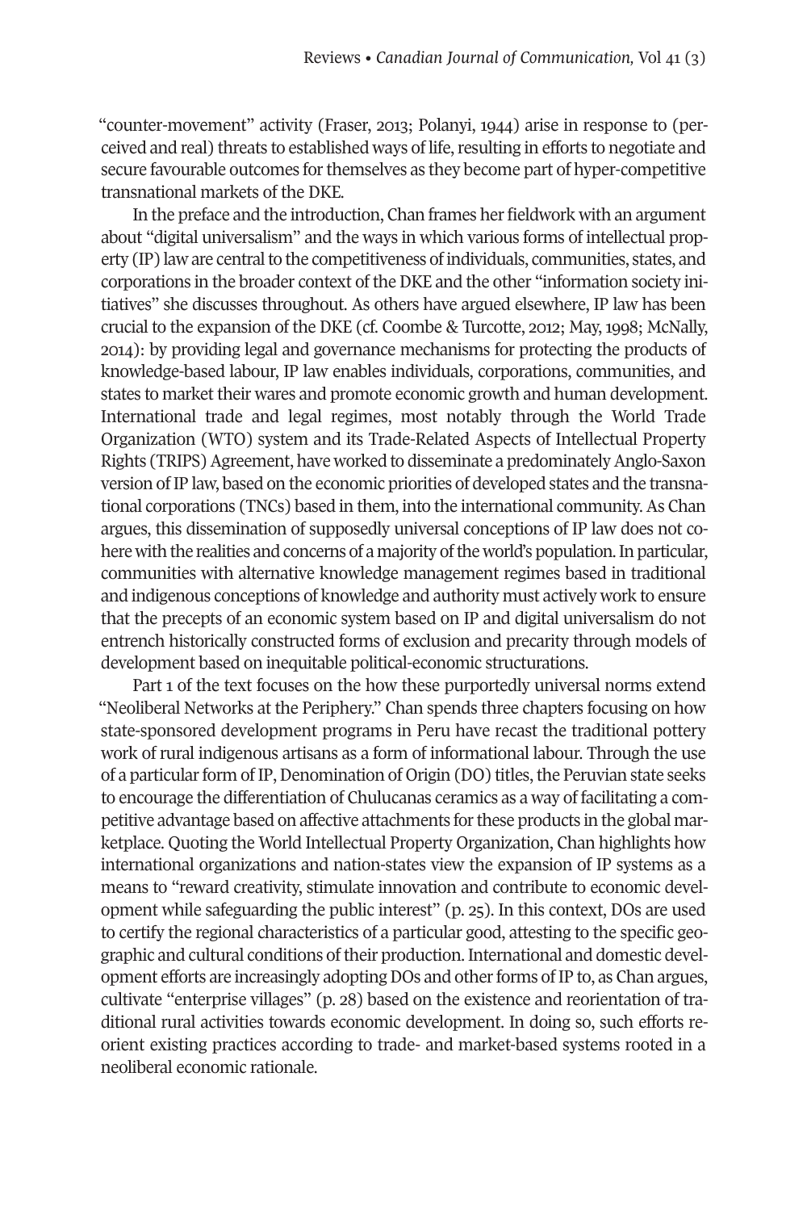"counter-movement" activity (Fraser, 2013; Polanyi, 1944) arise in response to (perceived and real) threats to established ways of life, resulting in efforts to negotiate and secure favourable outcomes for themselves as they become part of hyper-competitive transnational markets of the DKE.

In the preface and the introduction, Chan frames her fieldwork with an argument about "digital universalism" and the ways in which various forms of intellectual property (IP) law are central to the competitiveness of individuals, communities, states, and corporations in the broader context of the DKE and the other "information society initiatives" she discusses throughout. As others have argued elsewhere, IP law has been crucial to the expansion of the DKE (cf. Coombe & Turcotte, 2012; May, 1998; McNally, 2014): by providing legal and governance mechanisms for protecting the products of knowledge-based labour, IP law enables individuals, corporations, communities, and states to market their wares and promote economic growth and human development. International trade and legal regimes, most notably through the World Trade Organization (WTO) system and its Trade-Related Aspects of Intellectual Property Rights (TRIPS) Agreement, have worked to disseminate a predominately Anglo-Saxon version of IP law, based on the economic priorities of developed states and the transnational corporations (TNCs) based in them, into the international community. As Chan argues, this dissemination of supposedly universal conceptions of IP law does not cohere with the realities and concerns of a majority of the world's population. In particular, communities with alternative knowledge management regimes based in traditional and indigenous conceptions of knowledge and authority must actively work to ensure that the precepts of an economic system based on IP and digital universalism do not entrench historically constructed forms of exclusion and precarity through models of development based on inequitable political-economic structurations.

Part 1 of the text focuses on the how these purportedly universal norms extend "Neoliberal Networks at the Periphery." Chan spends three chapters focusing on how state-sponsored development programs in Peru have recast the traditional pottery work of rural indigenous artisans as a form of informational labour. Through the use of a particular form of IP, Denomination of Origin (DO) titles, the Peruvian state seeks to encourage the differentiation of Chulucanas ceramics as a way of facilitating a competitive advantage based on affective attachments for these products in the global marketplace. Quoting the World Intellectual Property Organization, Chan highlights how international organizations and nation-states view the expansion of IP systems as a means to "reward creativity, stimulate innovation and contribute to economic development while safeguarding the public interest" (p. 25). In this context, DOs are used to certify the regional characteristics of a particular good, attesting to the specific geographic and cultural conditions of their production. International and domestic development efforts are increasingly adopting DOs and other forms of IP to, as Chan argues, cultivate "enterprise villages" (p. 28) based on the existence and reorientation of traditional rural activities towards economic development. In doing so, such efforts reorient existing practices according to trade- and market-based systems rooted in a neoliberal economic rationale.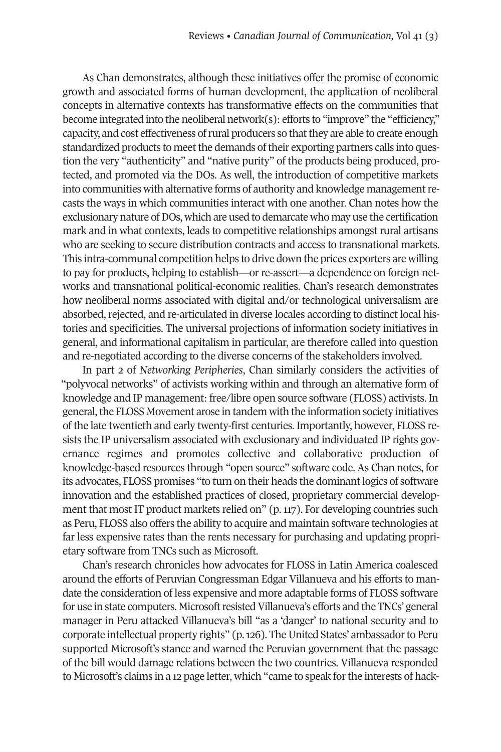As Chan demonstrates, although these initiatives offer the promise of economic growth and associated forms of human development, the application of neoliberal concepts in alternative contexts has transformative effects on the communities that become integrated into the neoliberal network(s): efforts to "improve" the "efficiency," capacity, and cost effectiveness of rural producers so that they are able to create enough standardized products to meet the demands of their exporting partners calls into question the very "authenticity" and "native purity" of the products being produced, protected, and promoted via the DOs. As well, the introduction of competitive markets into communities with alternative forms of authority and knowledge management recasts the ways in which communities interact with one another. Chan notes how the exclusionary nature of DOs, which are used to demarcate who may use the certification mark and in what contexts, leads to competitive relationships amongst rural artisans who are seeking to secure distribution contracts and access to transnational markets. This intra-communal competition helps to drive down the prices exporters are willing to pay for products, helping to establish—or re-assert—a dependence on foreign networks and transnational political-economic realities. Chan's research demonstrates how neoliberal norms associated with digital and/or technological universalism are absorbed, rejected, and re-articulated in diverse locales according to distinct local histories and specificities. The universal projections of information society initiatives in general, and informational capitalism in particular, are therefore called into question and re-negotiated according to the diverse concerns of the stakeholders involved.

In part 2 of *Networking Peripheries*, Chan similarly considers the activities of "polyvocal networks" of activists working within and through an alternative form of knowledge and IP management: free/libre open source software (FLOSS) activists. In general, the FLOSS Movement arose in tandem with the information society initiatives of the late twentieth and early twenty-first centuries. Importantly, however, FLOSS resists the IP universalism associated with exclusionary and individuated IP rights governance regimes and promotes collective and collaborative production of knowledge-based resources through "open source" software code. As Chan notes, for its advocates, FLOSS promises "to turn on their heads the dominant logics of software innovation and the established practices of closed, proprietary commercial development that most IT product markets relied on" (p. 117). For developing countries such as Peru, FLOSS also offers the ability to acquire and maintain software technologies at far less expensive rates than the rents necessary for purchasing and updating proprietary software from TNCs such as Microsoft.

Chan's research chronicles how advocates for FLOSS in Latin America coalesced around the efforts of Peruvian Congressman Edgar Villanueva and his efforts to mandate the consideration of less expensive and more adaptable forms of FLOSS software for use in state computers. Microsoft resisted Villanueva's efforts and the TNCs' general manager in Peru attacked Villanueva's bill "as a 'danger' to national security and to corporate intellectual property rights" (p. 126). The United States' ambassador to Peru supported Microsoft's stance and warned the Peruvian government that the passage of the bill would damage relations between the two countries. Villanueva responded to Microsoft's claims in a 12 page letter, which "came to speak for the interests of hack-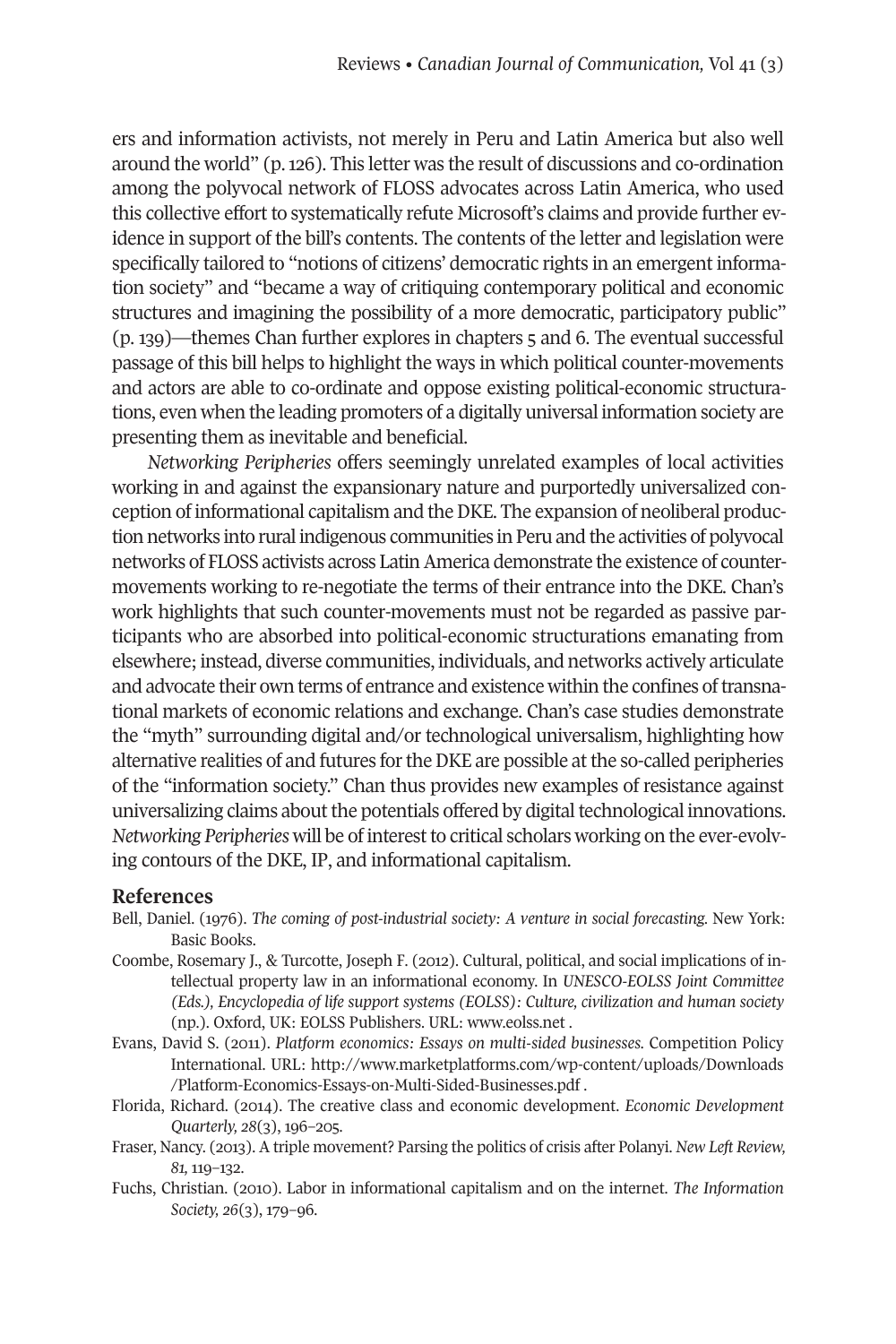ers and information activists, not merely in Peru and Latin America but also well around the world" (p. 126). This letter was the result of discussions and co-ordination among the polyvocal network of FLOSS advocates across Latin America, who used this collective effort to systematically refute Microsoft's claims and provide further evidence in support of the bill's contents. The contents of the letter and legislation were specifically tailored to "notions of citizens' democratic rights in an emergent information society" and "became a way of critiquing contemporary political and economic structures and imagining the possibility of a more democratic, participatory public" (p. 139)—themes Chan further explores in chapters 5 and 6. The eventual successful passage of this bill helps to highlight the ways in which political counter-movements and actors are able to co-ordinate and oppose existing political-economic structurations, even when the leading promoters of a digitally universal information society are presenting them as inevitable and beneficial.

*Networking Peripheries* offers seemingly unrelated examples of local activities working in and against the expansionary nature and purportedly universalized conception of informational capitalism and the DKE. The expansion of neoliberal production networks into rural indigenous communities in Peru and the activities of polyvocal networks of FLOSS activists across Latin America demonstrate the existence of counter-movements working to re-negotiate the terms of their entrance into the DKE. Chan's work highlights that such counter-movements must not be regarded as passive participants who are absorbed into political-economic structurations emanating from elsewhere; instead, diverse communities, individuals, and networks actively articulate and advocate their own terms of entrance and existence within the confines of transnational markets of economic relations and exchange. Chan's case studies demonstrate the "myth" surrounding digital and/or technological universalism, highlighting how alternative realities of and futures for the DKE are possible at the so-called peripheries of the "information society." Chan thus provides new examples of resistance against universalizing claims about the potentials offered by digital technological innovations. *Networking Peripheries* will be of interest to critical scholars working on the ever-evolving contours of the DKE, IP, and informational capitalism.

## References

Bell, Daniel. (1976). *The coming of post-industrial society: A venture in social forecasting.* New York: Basic Books.

Coombe, Rosemary J., & Turcotte, Joseph F. (2012). Cultural, political, and social implications of intellectual property law in an informational economy. In *UNESCO-EOLSS Joint Committee (Eds.), Encyclopedia of life support systems (EOLSS): Culture, civilization and human society* (np.). Oxford, UK: EOLSS Publishers. URL: www.eolss.net .

Evans, David S. (2011). *Platform economics: Essays on multi-sided businesses.* Competition Policy International. URL: http://www.marketplatforms.com/wp-content/uploads/Downloads/Platform-Economics-Essays-on-Multi-Sided-Businesses.pdf .

Florida, Richard. (2014). The creative class and economic development. *Economic Development Quarterly, 28*(3), 196–205.

Fraser, Nancy. (2013). A triple movement? Parsing the politics of crisis after Polanyi. *New Left Review, 81,* 119–132.

Fuchs, Christian. (2010). Labor in informational capitalism and on the internet. *The Information Society, 26*(3), 179–96.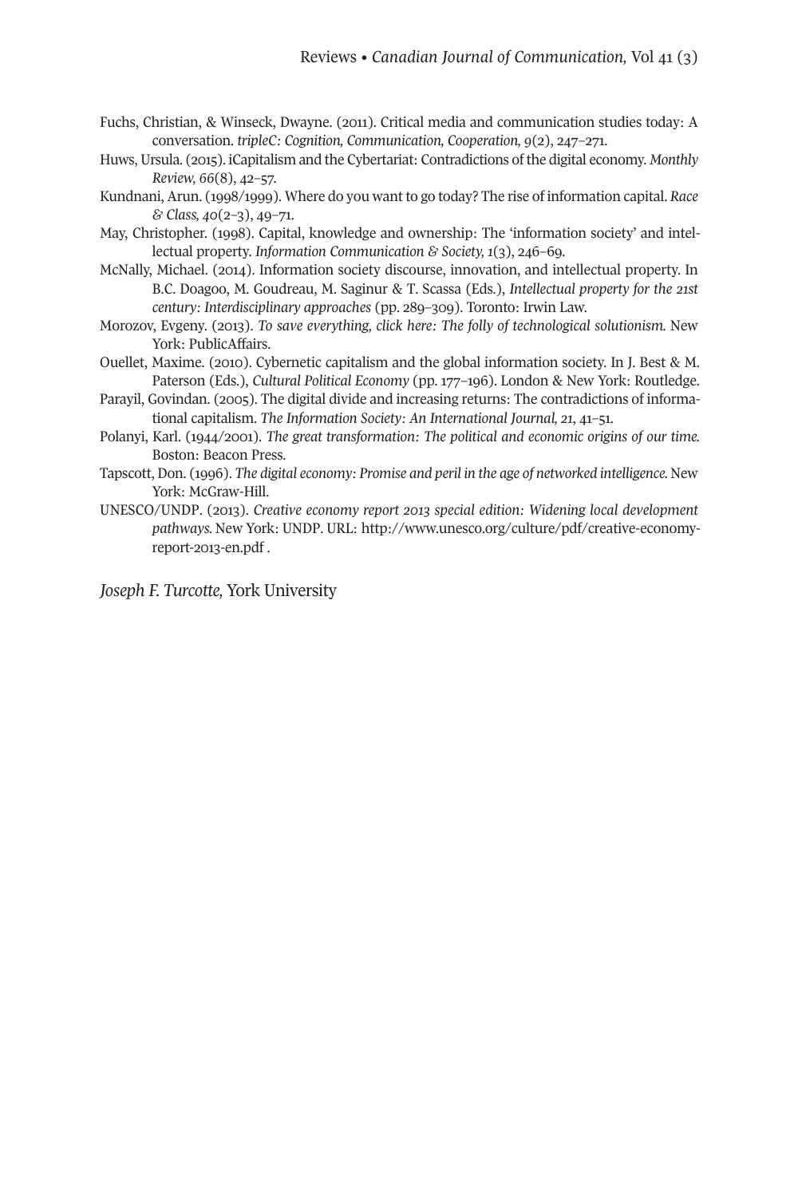Fuchs, Christian, & Winseck, Dwayne. (2011). Critical media and communication studies today: A conversation. *tripleC: Cognition, Communication, Cooperation, 9*(2), 247–271.

Huws, Ursula. (2015). iCapitalism and the Cybertariat: Contradictions of the digital economy. *Monthly Review, 66*(8), 42–57.

Kundnani, Arun. (1998/1999). Where do you want to go today? The rise of information capital. *Race & Class, 40*(2–3), 49–71.

May, Christopher. (1998). Capital, knowledge and ownership: The 'information society' and intellectual property. *Information Communication & Society, 1*(3), 246–69.

McNally, Michael. (2014). Information society discourse, innovation, and intellectual property. In B.C. Doagoo, M. Goudreau, M. Saginur & T. Scassa (Eds.), *Intellectual property for the 21st century: Interdisciplinary approaches* (pp. 289–309). Toronto: Irwin Law.

Morozov, Evgeny. (2013). *To save everything, click here: The folly of technological solutionism.* New York: PublicAffairs.

Ouellet, Maxime. (2010). Cybernetic capitalism and the global information society. In J. Best & M. Paterson (Eds.), *Cultural Political Economy* (pp. 177–196). London & New York: Routledge.

Parayil, Govindan. (2005). The digital divide and increasing returns: The contradictions of informational capitalism. *The Information Society: An International Journal, 21*, 41–51.

Polanyi, Karl. (1944/2001). *The great transformation: The political and economic origins of our time.* Boston: Beacon Press.

Tapscott, Don. (1996). *The digital economy: Promise and peril in the age of networked intelligence.* New York: McGraw-Hill.

UNESCO/UNDP. (2013). *Creative economy report 2013 special edition: Widening local development pathways.* New York: UNDP. URL: http://www.unesco.org/culture/pdf/creative-economy-report-2013-en.pdf .

*Joseph F. Turcotte,* York University